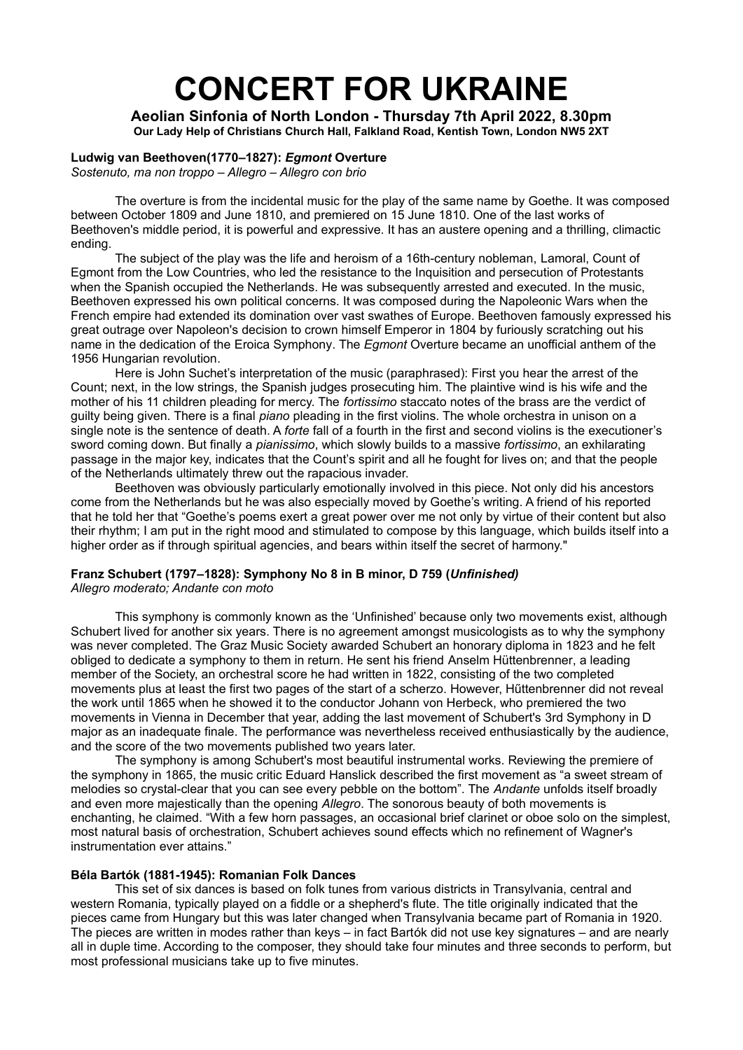# CONCERT FOR UKRAINE

**Aeolian Sinfonia of North London - Thursday 7th April 2022, 8.30pm**

**Our Lady Help of Christians Church Hall, Falkland Road, Kentish Town, London NW5 2XT**

### Ludwig van Beethoven(1770–1827): *Egmont* Overture

*Sostenuto, ma non troppo – Allegro – Allegro con brio*

The overture is from the incidental music for the play of the same name by Goethe. It was composed between October 1809 and June 1810, and premiered on 15 June 1810. One of the last works of Beethoven's middle period, it is powerful and expressive. It has an austere opening and a thrilling, climactic ending.

The subject of the play was the life and heroism of a 16th-century nobleman, Lamoral, Count of Egmont from the Low Countries, who led the resistance to the Inquisition and persecution of Protestants when the Spanish occupied the Netherlands. He was subsequently arrested and executed. In the music, Beethoven expressed his own political concerns. It was composed during the Napoleonic Wars when the French empire had extended its domination over vast swathes of Europe. Beethoven famously expressed his great outrage over Napoleon's decision to crown himself Emperor in 1804 by furiously scratching out his name in the dedication of the Eroica Symphony. The *Egmont* Overture became an unofficial anthem of the 1956 Hungarian revolution.

Here is John Suchet's interpretation of the music (paraphrased): First you hear the arrest of the Count; next, in the low strings, the Spanish judges prosecuting him. The plaintive wind is his wife and the mother of his 11 children pleading for mercy. The *fortissimo* staccato notes of the brass are the verdict of guilty being given. There is a final *piano* pleading in the first violins. The whole orchestra in unison on a single note is the sentence of death. A *forte* fall of a fourth in the first and second violins is the executioner's sword coming down. But finally a *pianissimo*, which slowly builds to a massive *fortissimo*, an exhilarating passage in the major key, indicates that the Count's spirit and all he fought for lives on; and that the people of the Netherlands ultimately threw out the rapacious invader.

Beethoven was obviously particularly emotionally involved in this piece. Not only did his ancestors come from the Netherlands but he was also especially moved by Goethe's writing. A friend of his reported that he told her that "Goethe's poems exert a great power over me not only by virtue of their content but also their rhythm; I am put in the right mood and stimulated to compose by this language, which builds itself into a higher order as if through spiritual agencies, and bears within itself the secret of harmony."

### Franz Schubert (1797–1828): Symphony No 8 in B minor, D 759 (*Unfinished)*

*Allegro moderato; Andante con moto*

This symphony is commonly known as the 'Unfinished' because only two movements exist, although Schubert lived for another six years. There is no agreement amongst musicologists as to why the symphony was never completed. The Graz Music Society awarded Schubert an honorary diploma in 1823 and he felt obliged to dedicate a symphony to them in return. He sent his friend Anselm Hüttenbrenner, a leading member of the Society, an orchestral score he had written in 1822, consisting of the two completed movements plus at least the first two pages of the start of a scherzo. However, Hűttenbrenner did not reveal the work until 1865 when he showed it to the conductor Johann von Herbeck, who premiered the two movements in Vienna in December that year, adding the last movement of Schubert's 3rd Symphony in D major as an inadequate finale. The performance was nevertheless received enthusiastically by the audience, and the score of the two movements published two years later.

The symphony is among Schubert's most beautiful instrumental works. Reviewing the premiere of the symphony in 1865, the music critic Eduard Hanslick described the first movement as "a sweet stream of melodies so crystal-clear that you can see every pebble on the bottom". The *Andante* unfolds itself broadly and even more majestically than the opening *Allegro*. The sonorous beauty of both movements is enchanting, he claimed. "With a few horn passages, an occasional brief clarinet or oboe solo on the simplest, most natural basis of orchestration, Schubert achieves sound effects which no refinement of Wagner's instrumentation ever attains."

### Béla Bartók (1881-1945): Romanian Folk Dances

This set of six dances is based on folk tunes from various districts in Transylvania, central and western Romania, typically played on a fiddle or a shepherd's flute. The title originally indicated that the pieces came from Hungary but this was later changed when Transylvania became part of Romania in 1920. The pieces are written in modes rather than keys – in fact Bartók did not use key signatures – and are nearly all in duple time. According to the composer, they should take four minutes and three seconds to perform, but most professional musicians take up to five minutes.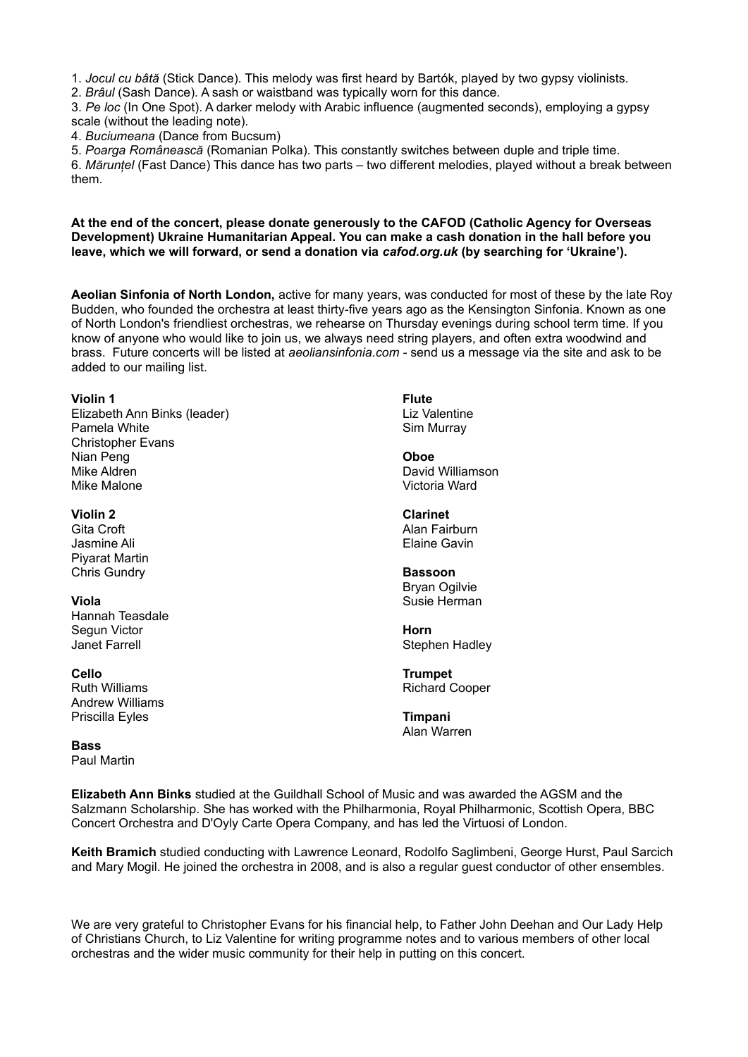1. *Jocul cu bâtă* (Stick Dance). This melody was first heard by Bartók, played by two gypsy violinists.
2. *Brâul* (Sash Dance). A sash or waistband was typically worn for this dance.
3. *Pe loc* (In One Spot). A darker melody with Arabic influence (augmented seconds), employing a gypsy scale (without the leading note).
4. *Buciumeana* (Dance from Bucsum)
5. *Poarga Românească* (Romanian Polka). This constantly switches between duple and triple time.
6. *Mărunțel* (Fast Dance) This dance has two parts – two different melodies, played without a break between them.

**At the end of the concert, please donate generously to the CAFOD (Catholic Agency for Overseas Development) Ukraine Humanitarian Appeal. You can make a cash donation in the hall before you leave, which we will forward, or send a donation via *cafod.org.uk* (by searching for 'Ukraine').**

**Aeolian Sinfonia of North London,** active for many years, was conducted for most of these by the late Roy Budden, who founded the orchestra at least thirty-five years ago as the Kensington Sinfonia. Known as one of North London's friendliest orchestras, we rehearse on Thursday evenings during school term time. If you know of anyone who would like to join us, we always need string players, and often extra woodwind and brass. Future concerts will be listed at *aeoliansinfonia.com* - send us a message via the site and ask to be added to our mailing list.

**Violin 1**
Elizabeth Ann Binks (leader)
Pamela White
Christopher Evans
Nian Peng
Mike Aldren
Mike Malone

**Violin 2**
Gita Croft
Jasmine Ali
Piyarat Martin
Chris Gundry

**Viola**
Hannah Teasdale
Segun Victor
Janet Farrell

**Cello**
Ruth Williams
Andrew Williams
Priscilla Eyles

**Bass**
Paul Martin

**Flute**
Liz Valentine
Sim Murray

**Oboe**
David Williamson
Victoria Ward

**Clarinet**
Alan Fairburn
Elaine Gavin

**Bassoon**
Bryan Ogilvie
Susie Herman

**Horn**
Stephen Hadley

**Trumpet**
Richard Cooper

**Timpani**
Alan Warren

**Elizabeth Ann Binks** studied at the Guildhall School of Music and was awarded the AGSM and the Salzmann Scholarship. She has worked with the Philharmonia, Royal Philharmonic, Scottish Opera, BBC Concert Orchestra and D'Oyly Carte Opera Company, and has led the Virtuosi of London.

**Keith Bramich** studied conducting with Lawrence Leonard, Rodolfo Saglimbeni, George Hurst, Paul Sarcich and Mary Mogil. He joined the orchestra in 2008, and is also a regular guest conductor of other ensembles.

We are very grateful to Christopher Evans for his financial help, to Father John Deehan and Our Lady Help of Christians Church, to Liz Valentine for writing programme notes and to various members of other local orchestras and the wider music community for their help in putting on this concert.